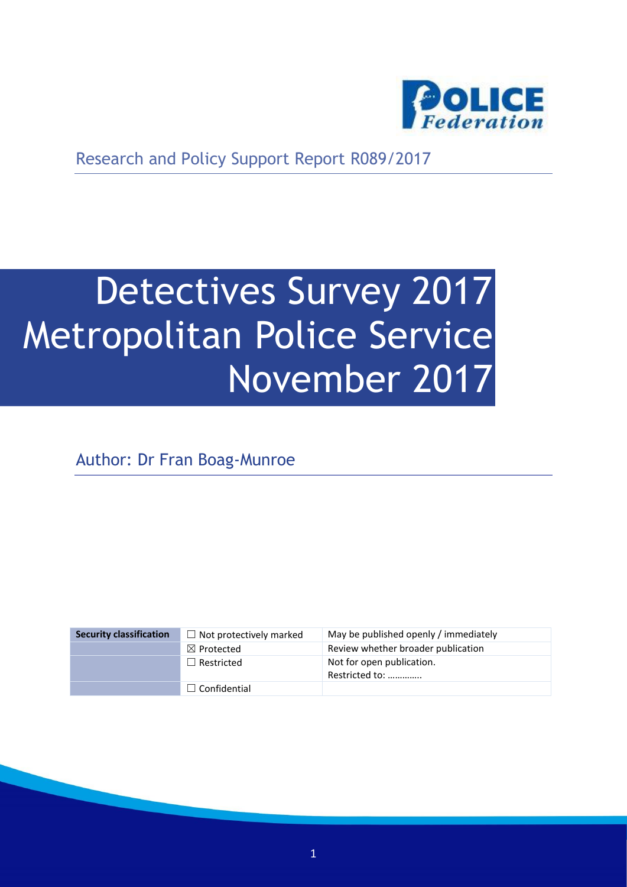Research and Policy Support Report R089/2017

# Detectives Survey 2017 Metropolitan Police Service November 2017

Author: Dr Fran Boag-Munroe

| Security classification | ☐ Not protectively marked | May be published openly / immediately |
|---|---|---|
| | ☒ Protected | Review whether broader publication |
| | ☐ Restricted | Not for open publication. Restricted to: …………. |
| | ☐ Confidential | |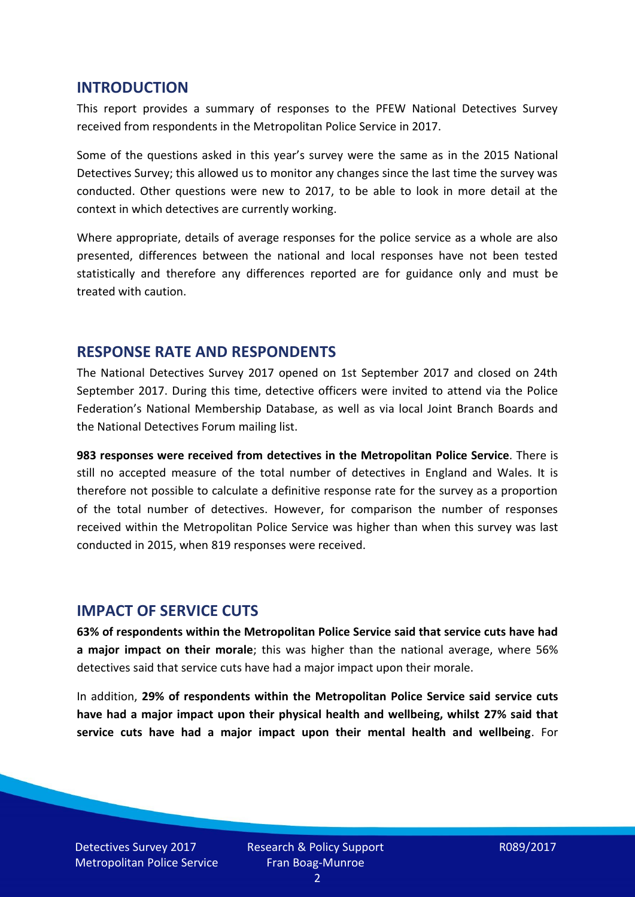## INTRODUCTION

This report provides a summary of responses to the PFEW National Detectives Survey received from respondents in the Metropolitan Police Service in 2017.

Some of the questions asked in this year's survey were the same as in the 2015 National Detectives Survey; this allowed us to monitor any changes since the last time the survey was conducted. Other questions were new to 2017, to be able to look in more detail at the context in which detectives are currently working.

Where appropriate, details of average responses for the police service as a whole are also presented, differences between the national and local responses have not been tested statistically and therefore any differences reported are for guidance only and must be treated with caution.

## RESPONSE RATE AND RESPONDENTS

The National Detectives Survey 2017 opened on 1st September 2017 and closed on 24th September 2017. During this time, detective officers were invited to attend via the Police Federation's National Membership Database, as well as via local Joint Branch Boards and the National Detectives Forum mailing list.

**983 responses were received from detectives in the Metropolitan Police Service**. There is still no accepted measure of the total number of detectives in England and Wales. It is therefore not possible to calculate a definitive response rate for the survey as a proportion of the total number of detectives. However, for comparison the number of responses received within the Metropolitan Police Service was higher than when this survey was last conducted in 2015, when 819 responses were received.

## IMPACT OF SERVICE CUTS

**63% of respondents within the Metropolitan Police Service said that service cuts have had a major impact on their morale**; this was higher than the national average, where 56% detectives said that service cuts have had a major impact upon their morale.

In addition, **29% of respondents within the Metropolitan Police Service said service cuts have had a major impact upon their physical health and wellbeing, whilst 27% said that service cuts have had a major impact upon their mental health and wellbeing**. For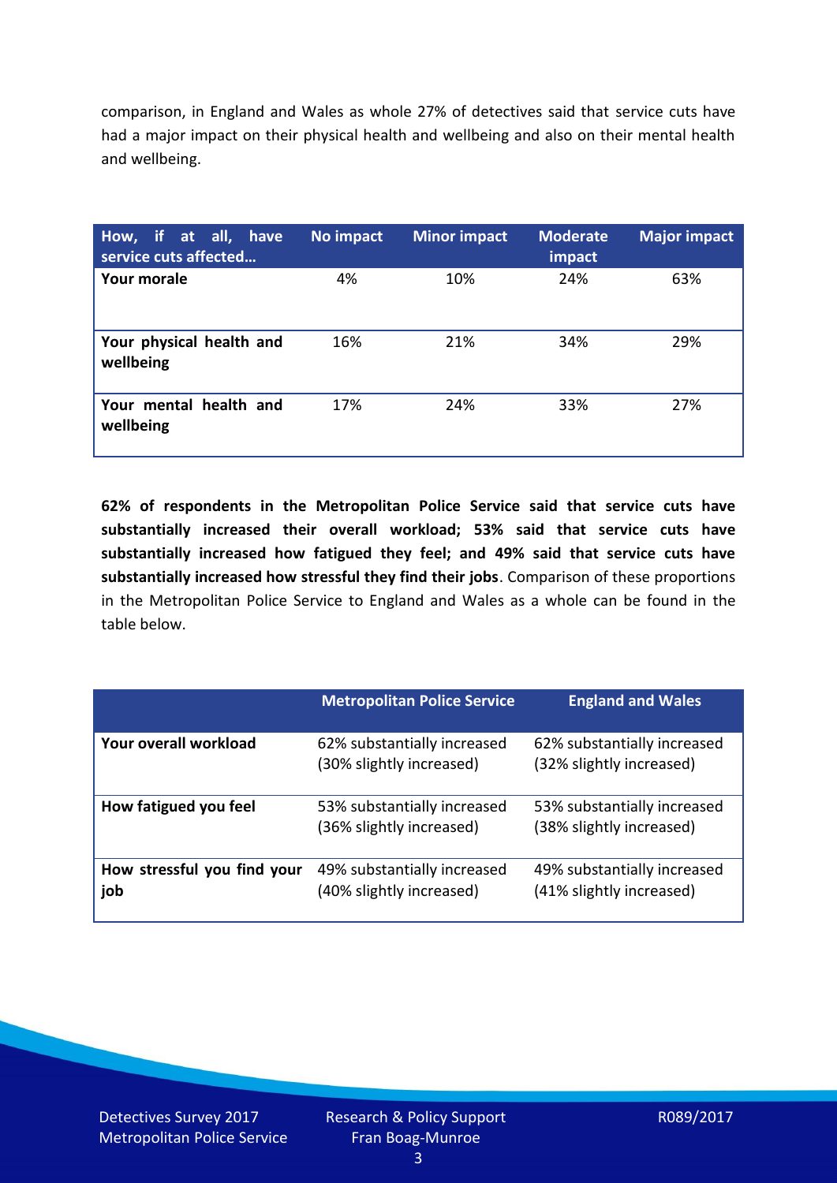comparison, in England and Wales as whole 27% of detectives said that service cuts have had a major impact on their physical health and wellbeing and also on their mental health and wellbeing.

| How, if at all, have service cuts affected… | No impact | Minor impact | Moderate impact | Major impact |
|---|---|---|---|---|
| **Your morale** | 4% | 10% | 24% | 63% |
| **Your physical health and wellbeing** | 16% | 21% | 34% | 29% |
| **Your mental health and wellbeing** | 17% | 24% | 33% | 27% |

**62% of respondents in the Metropolitan Police Service said that service cuts have substantially increased their overall workload; 53% said that service cuts have substantially increased how fatigued they feel; and 49% said that service cuts have substantially increased how stressful they find their jobs**. Comparison of these proportions in the Metropolitan Police Service to England and Wales as a whole can be found in the table below.

| | Metropolitan Police Service | England and Wales |
|---|---|---|
| **Your overall workload** | 62% substantially increased (30% slightly increased) | 62% substantially increased (32% slightly increased) |
| **How fatigued you feel** | 53% substantially increased (36% slightly increased) | 53% substantially increased (38% slightly increased) |
| **How stressful you find your job** | 49% substantially increased (40% slightly increased) | 49% substantially increased (41% slightly increased) |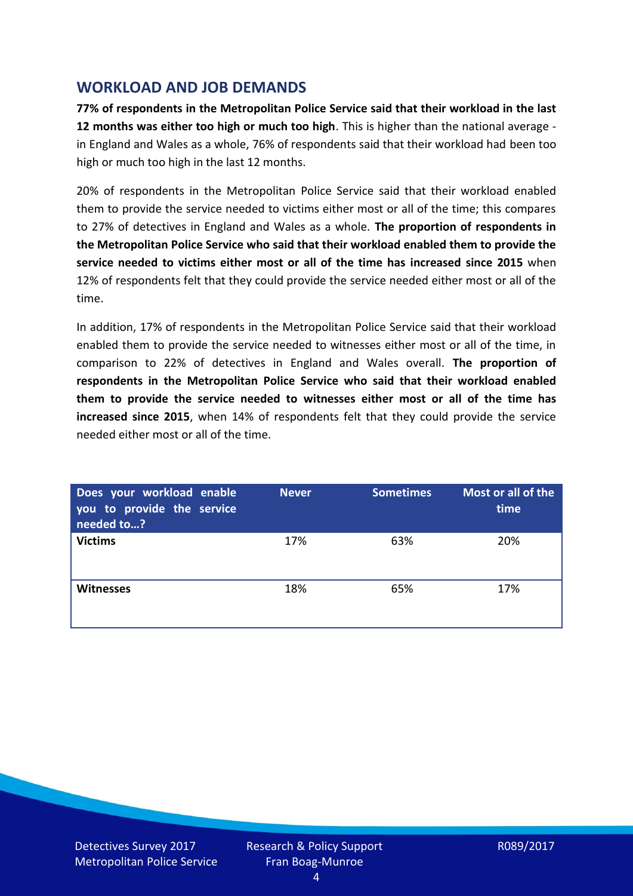## WORKLOAD AND JOB DEMANDS

**77% of respondents in the Metropolitan Police Service said that their workload in the last 12 months was either too high or much too high**. This is higher than the national average - in England and Wales as a whole, 76% of respondents said that their workload had been too high or much too high in the last 12 months.

20% of respondents in the Metropolitan Police Service said that their workload enabled them to provide the service needed to victims either most or all of the time; this compares to 27% of detectives in England and Wales as a whole. **The proportion of respondents in the Metropolitan Police Service who said that their workload enabled them to provide the service needed to victims either most or all of the time has increased since 2015** when 12% of respondents felt that they could provide the service needed either most or all of the time.

In addition, 17% of respondents in the Metropolitan Police Service said that their workload enabled them to provide the service needed to witnesses either most or all of the time, in comparison to 22% of detectives in England and Wales overall. **The proportion of respondents in the Metropolitan Police Service who said that their workload enabled them to provide the service needed to witnesses either most or all of the time has increased since 2015**, when 14% of respondents felt that they could provide the service needed either most or all of the time.

| Does your workload enable you to provide the service needed to…? | Never | Sometimes | Most or all of the time |
|---|---|---|---|
| **Victims** | 17% | 63% | 20% |
| **Witnesses** | 18% | 65% | 17% |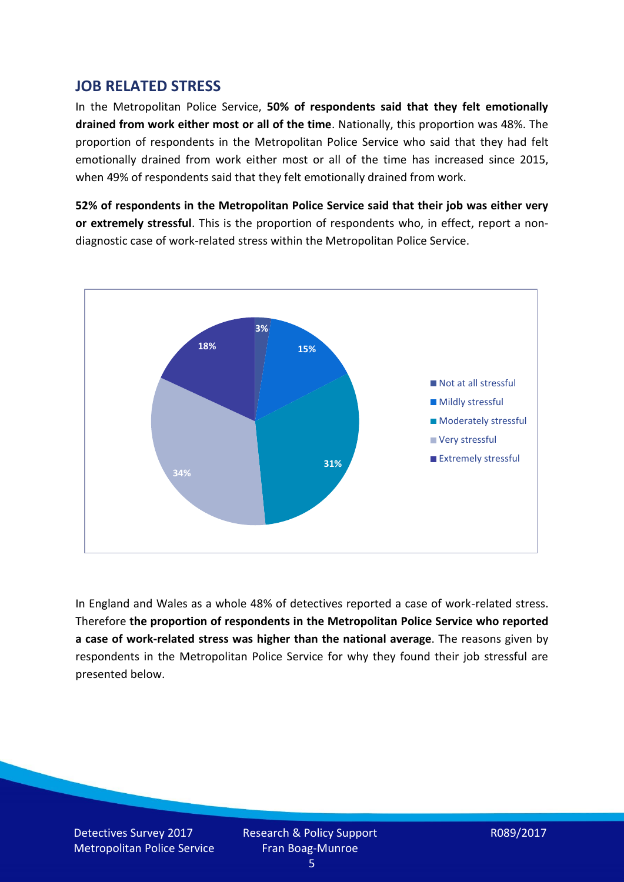## JOB RELATED STRESS

In the Metropolitan Police Service, **50% of respondents said that they felt emotionally drained from work either most or all of the time**. Nationally, this proportion was 48%. The proportion of respondents in the Metropolitan Police Service who said that they had felt emotionally drained from work either most or all of the time has increased since 2015, when 49% of respondents said that they felt emotionally drained from work.

**52% of respondents in the Metropolitan Police Service said that their job was either very or extremely stressful**. This is the proportion of respondents who, in effect, report a non-diagnostic case of work-related stress within the Metropolitan Police Service.

| Response | Percentage |
| --- | --- |
| Not at all stressful | 3% |
| Mildly stressful | 15% |
| Moderately stressful | 31% |
| Very stressful | 34% |
| Extremely stressful | 18% |

In England and Wales as a whole 48% of detectives reported a case of work-related stress. Therefore **the proportion of respondents in the Metropolitan Police Service who reported a case of work-related stress was higher than the national average**. The reasons given by respondents in the Metropolitan Police Service for why they found their job stressful are presented below.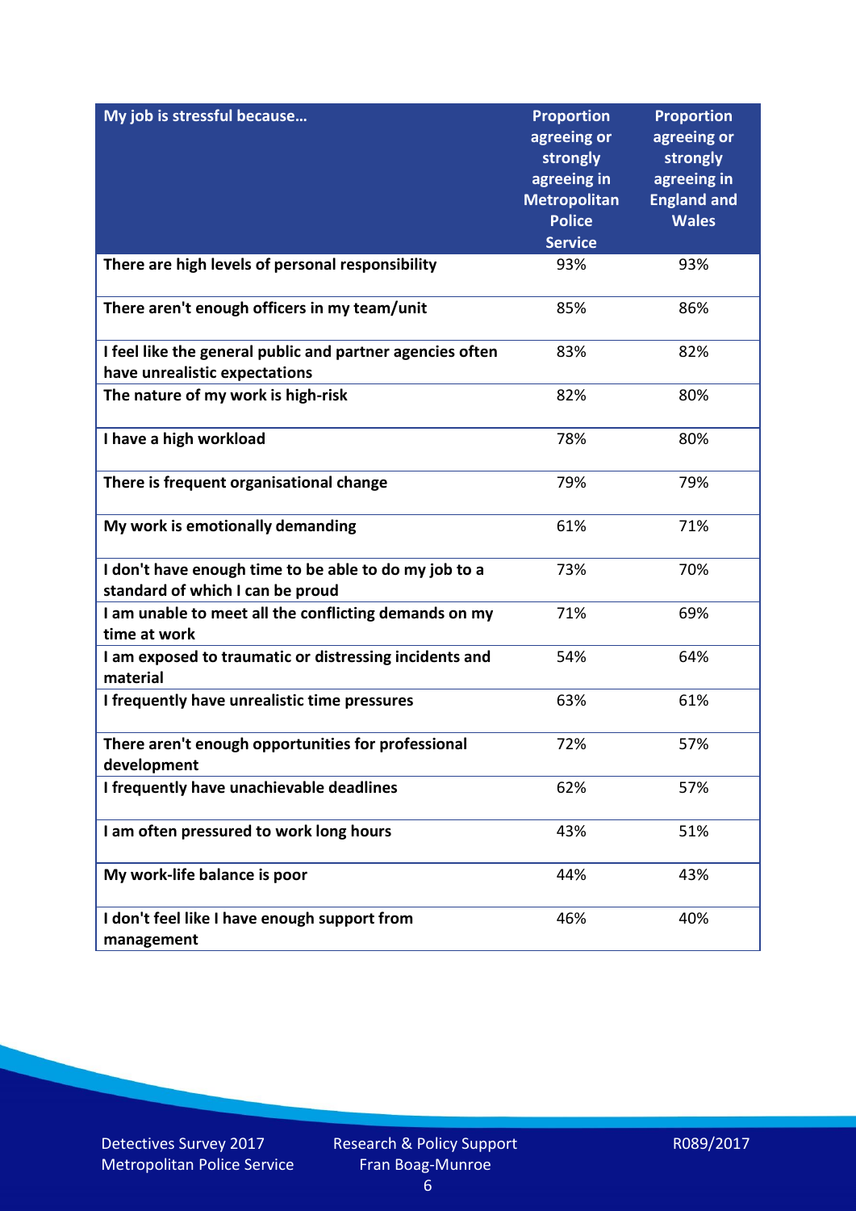| My job is stressful because… | Proportion agreeing or strongly agreeing in Metropolitan Police Service | Proportion agreeing or strongly agreeing in England and Wales |
|---|---|---|
| There are high levels of personal responsibility | 93% | 93% |
| There aren't enough officers in my team/unit | 85% | 86% |
| I feel like the general public and partner agencies often have unrealistic expectations | 83% | 82% |
| The nature of my work is high-risk | 82% | 80% |
| I have a high workload | 78% | 80% |
| There is frequent organisational change | 79% | 79% |
| My work is emotionally demanding | 61% | 71% |
| I don't have enough time to be able to do my job to a standard of which I can be proud | 73% | 70% |
| I am unable to meet all the conflicting demands on my time at work | 71% | 69% |
| I am exposed to traumatic or distressing incidents and material | 54% | 64% |
| I frequently have unrealistic time pressures | 63% | 61% |
| There aren't enough opportunities for professional development | 72% | 57% |
| I frequently have unachievable deadlines | 62% | 57% |
| I am often pressured to work long hours | 43% | 51% |
| My work-life balance is poor | 44% | 43% |
| I don't feel like I have enough support from management | 46% | 40% |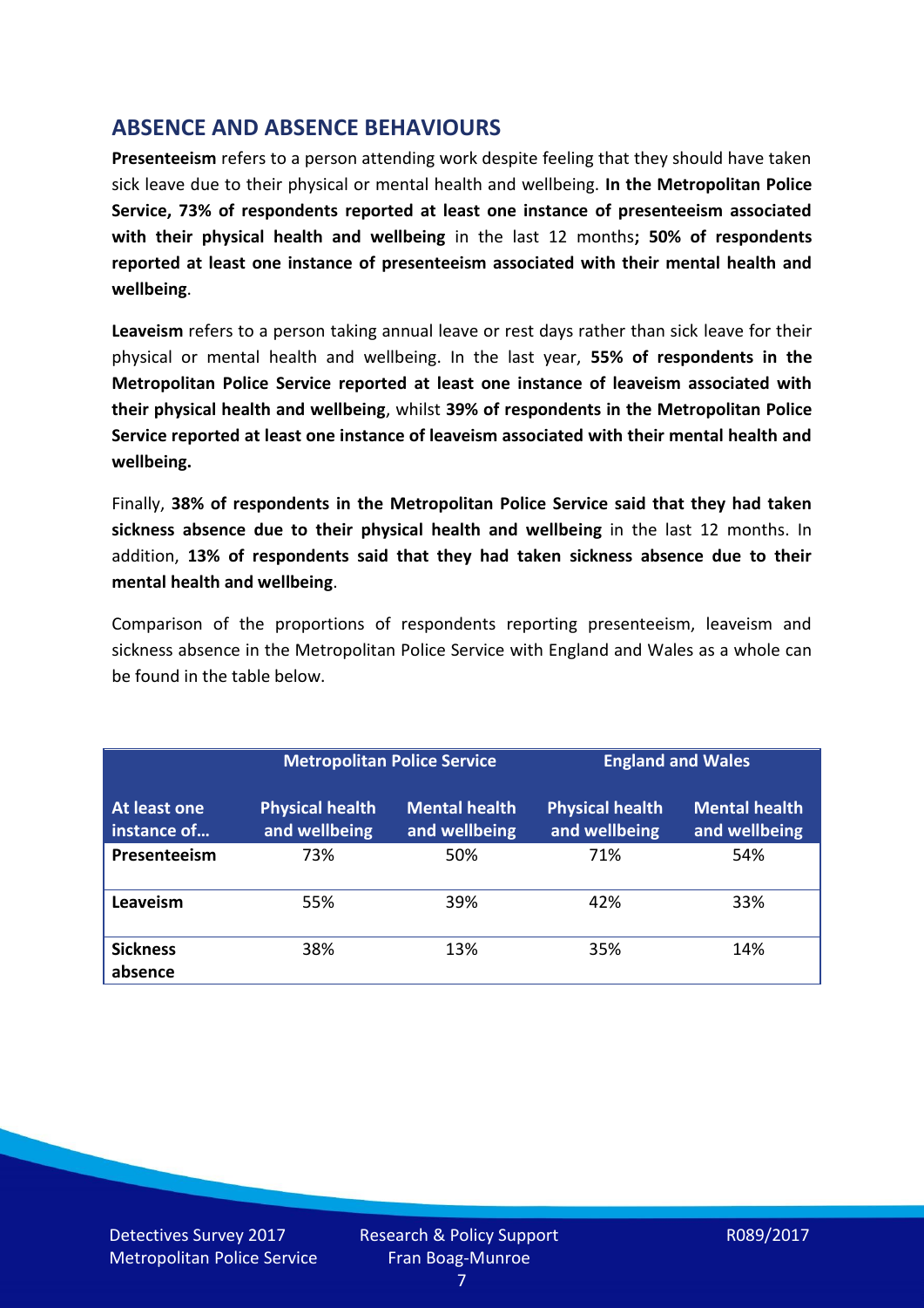## ABSENCE AND ABSENCE BEHAVIOURS

**Presenteeism** refers to a person attending work despite feeling that they should have taken sick leave due to their physical or mental health and wellbeing. **In the Metropolitan Police Service, 73% of respondents reported at least one instance of presenteeism associated with their physical health and wellbeing** in the last 12 months**; 50% of respondents reported at least one instance of presenteeism associated with their mental health and wellbeing**.

**Leaveism** refers to a person taking annual leave or rest days rather than sick leave for their physical or mental health and wellbeing. In the last year, **55% of respondents in the Metropolitan Police Service reported at least one instance of leaveism associated with their physical health and wellbeing**, whilst **39% of respondents in the Metropolitan Police Service reported at least one instance of leaveism associated with their mental health and wellbeing.**

Finally, **38% of respondents in the Metropolitan Police Service said that they had taken sickness absence due to their physical health and wellbeing** in the last 12 months. In addition, **13% of respondents said that they had taken sickness absence due to their mental health and wellbeing**.

Comparison of the proportions of respondents reporting presenteeism, leaveism and sickness absence in the Metropolitan Police Service with England and Wales as a whole can be found in the table below.

| | Metropolitan Police Service | | England and Wales | |
|---|---|---|---|---|
| **At least one instance of…** | **Physical health and wellbeing** | **Mental health and wellbeing** | **Physical health and wellbeing** | **Mental health and wellbeing** |
| **Presenteeism** | 73% | 50% | 71% | 54% |
| **Leaveism** | 55% | 39% | 42% | 33% |
| **Sickness absence** | 38% | 13% | 35% | 14% |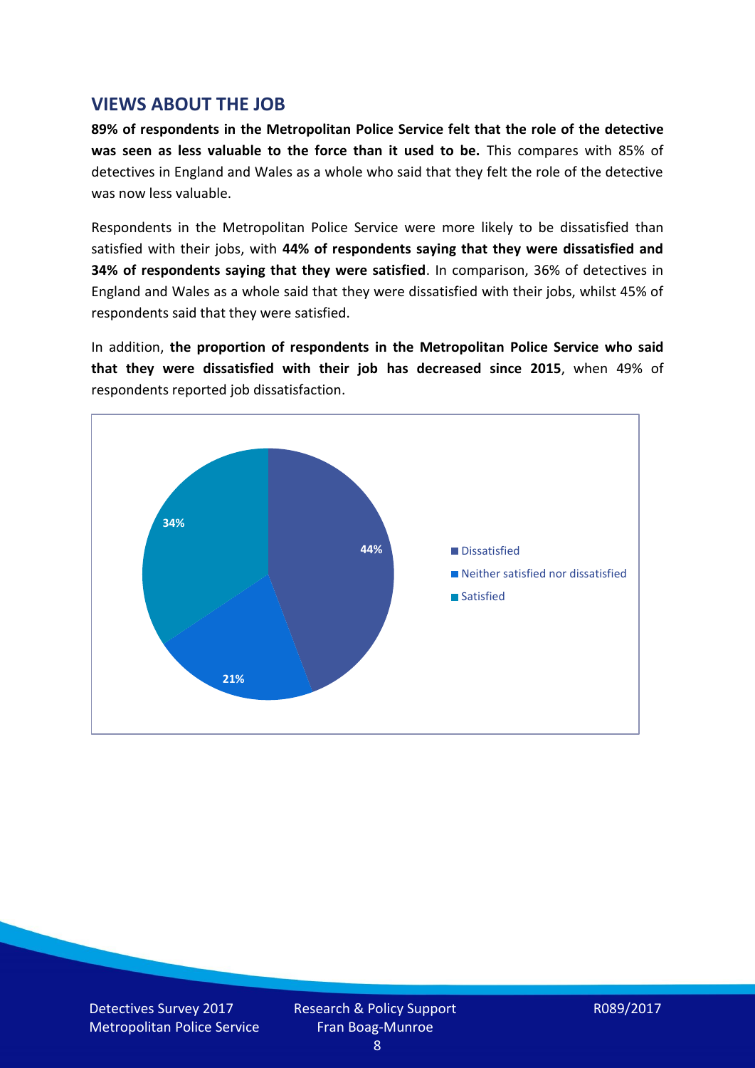## VIEWS ABOUT THE JOB

**89% of respondents in the Metropolitan Police Service felt that the role of the detective was seen as less valuable to the force than it used to be.** This compares with 85% of detectives in England and Wales as a whole who said that they felt the role of the detective was now less valuable.

Respondents in the Metropolitan Police Service were more likely to be dissatisfied than satisfied with their jobs, with **44% of respondents saying that they were dissatisfied and 34% of respondents saying that they were satisfied**. In comparison, 36% of detectives in England and Wales as a whole said that they were dissatisfied with their jobs, whilst 45% of respondents said that they were satisfied.

In addition, **the proportion of respondents in the Metropolitan Police Service who said that they were dissatisfied with their job has decreased since 2015**, when 49% of respondents reported job dissatisfaction.

| Response | % |
|---|---|
| Dissatisfied | 44% |
| Neither satisfied nor dissatisfied | 21% |
| Satisfied | 34% |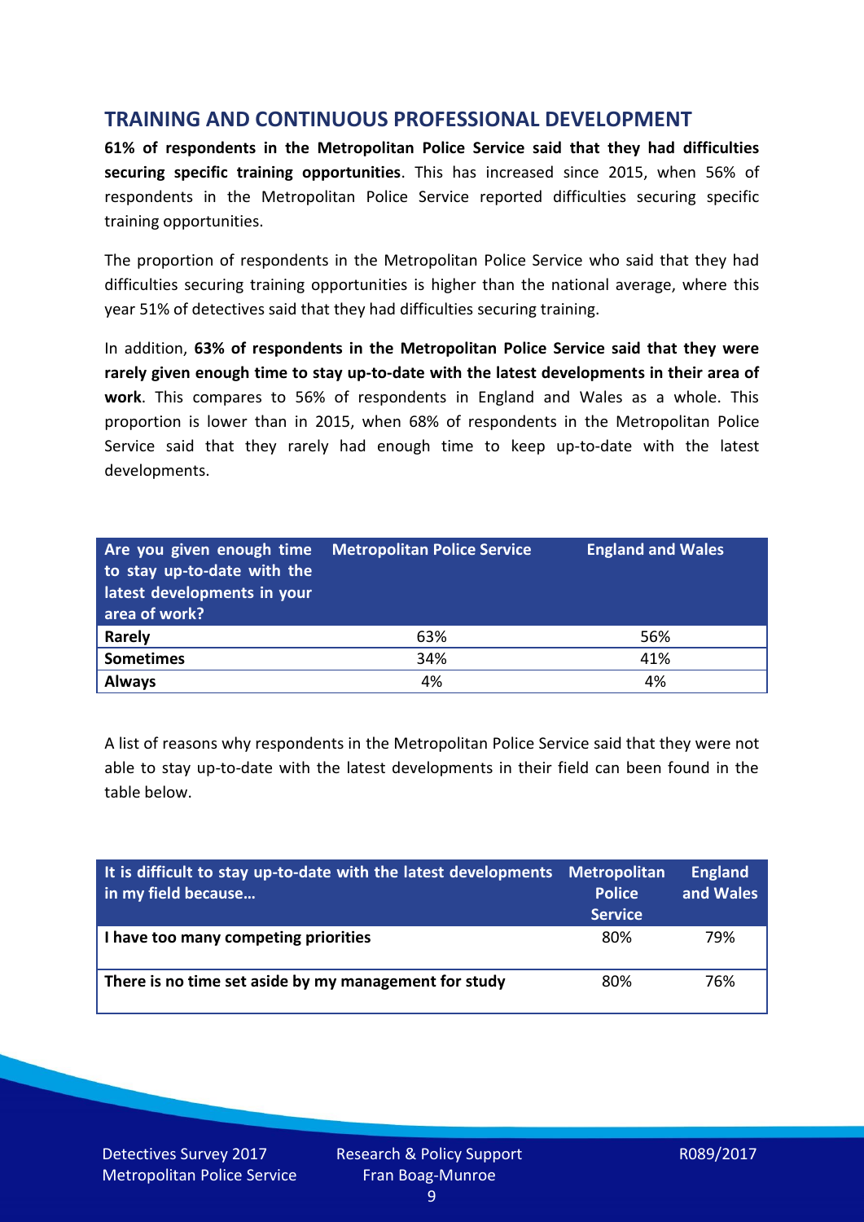## TRAINING AND CONTINUOUS PROFESSIONAL DEVELOPMENT

**61% of respondents in the Metropolitan Police Service said that they had difficulties securing specific training opportunities**. This has increased since 2015, when 56% of respondents in the Metropolitan Police Service reported difficulties securing specific training opportunities.

The proportion of respondents in the Metropolitan Police Service who said that they had difficulties securing training opportunities is higher than the national average, where this year 51% of detectives said that they had difficulties securing training.

In addition, **63% of respondents in the Metropolitan Police Service said that they were rarely given enough time to stay up-to-date with the latest developments in their area of work**. This compares to 56% of respondents in England and Wales as a whole. This proportion is lower than in 2015, when 68% of respondents in the Metropolitan Police Service said that they rarely had enough time to keep up-to-date with the latest developments.

| Are you given enough time to stay up-to-date with the latest developments in your area of work? | Metropolitan Police Service | England and Wales |
|---|---|---|
| **Rarely** | 63% | 56% |
| **Sometimes** | 34% | 41% |
| **Always** | 4% | 4% |

A list of reasons why respondents in the Metropolitan Police Service said that they were not able to stay up-to-date with the latest developments in their field can been found in the table below.

| It is difficult to stay up-to-date with the latest developments in my field because… | Metropolitan Police Service | England and Wales |
|---|---|---|
| **I have too many competing priorities** | 80% | 79% |
| **There is no time set aside by my management for study** | 80% | 76% |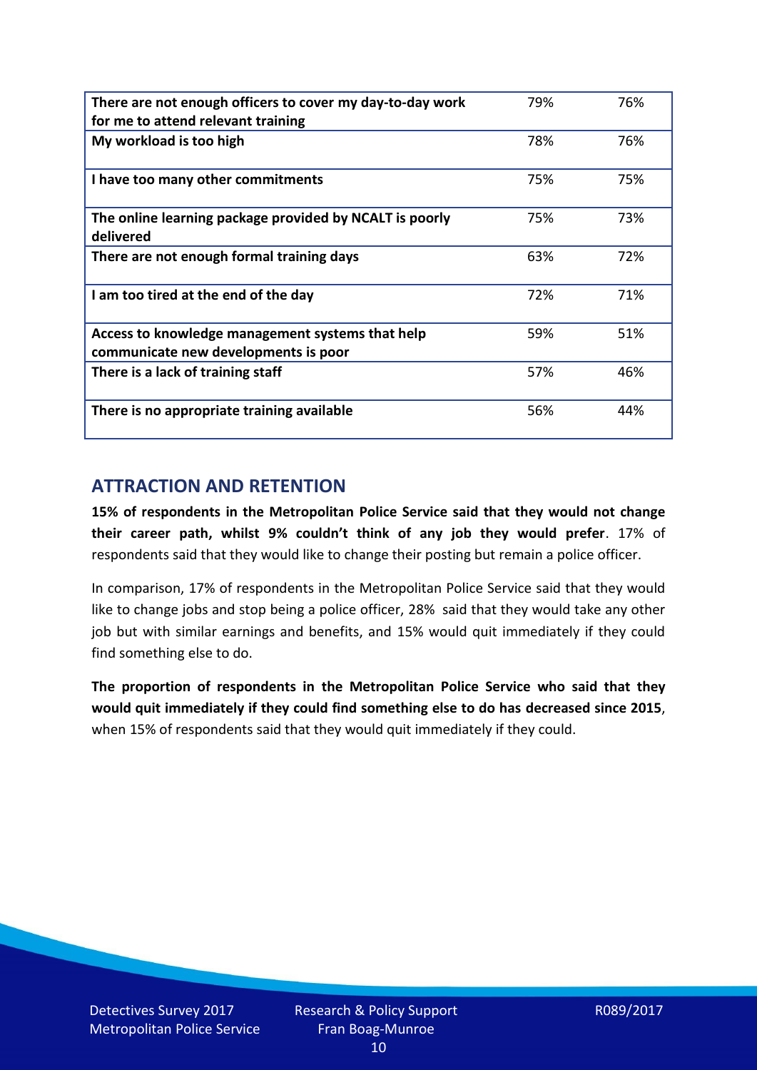| | | |
|---|---|---|
| **There are not enough officers to cover my day-to-day work for me to attend relevant training** | 79% | 76% |
| **My workload is too high** | 78% | 76% |
| **I have too many other commitments** | 75% | 75% |
| **The online learning package provided by NCALT is poorly delivered** | 75% | 73% |
| **There are not enough formal training days** | 63% | 72% |
| **I am too tired at the end of the day** | 72% | 71% |
| **Access to knowledge management systems that help communicate new developments is poor** | 59% | 51% |
| **There is a lack of training staff** | 57% | 46% |
| **There is no appropriate training available** | 56% | 44% |

## ATTRACTION AND RETENTION

**15% of respondents in the Metropolitan Police Service said that they would not change their career path, whilst 9% couldn't think of any job they would prefer**. 17% of respondents said that they would like to change their posting but remain a police officer.

In comparison, 17% of respondents in the Metropolitan Police Service said that they would like to change jobs and stop being a police officer, 28% said that they would take any other job but with similar earnings and benefits, and 15% would quit immediately if they could find something else to do.

**The proportion of respondents in the Metropolitan Police Service who said that they would quit immediately if they could find something else to do has decreased since 2015**, when 15% of respondents said that they would quit immediately if they could.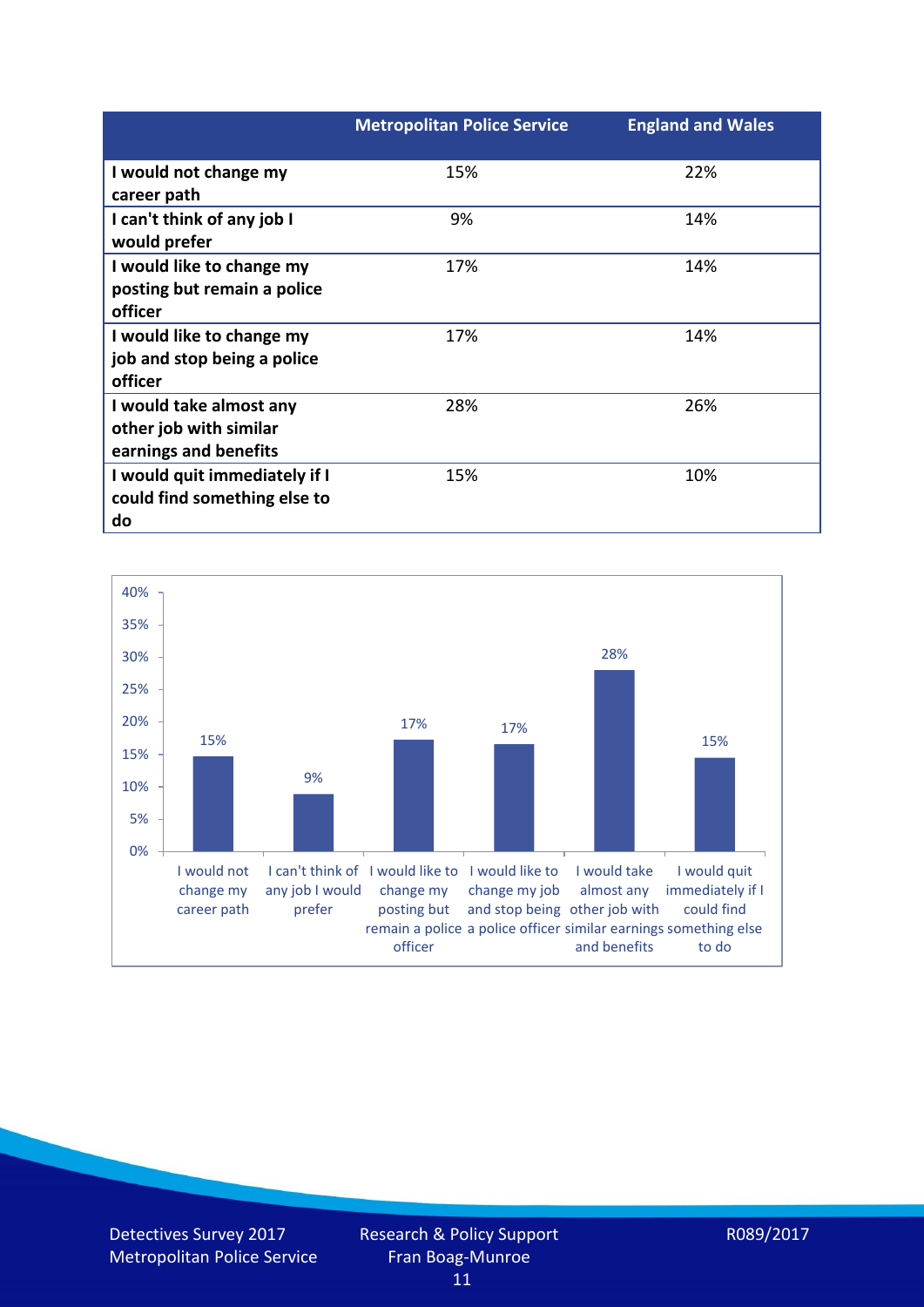| | Metropolitan Police Service | England and Wales |
|---|---|---|
| I would not change my career path | 15% | 22% |
| I can't think of any job I would prefer | 9% | 14% |
| I would like to change my posting but remain a police officer | 17% | 14% |
| I would like to change my job and stop being a police officer | 17% | 14% |
| I would take almost any other job with similar earnings and benefits | 28% | 26% |
| I would quit immediately if I could find something else to do | 15% | 10% |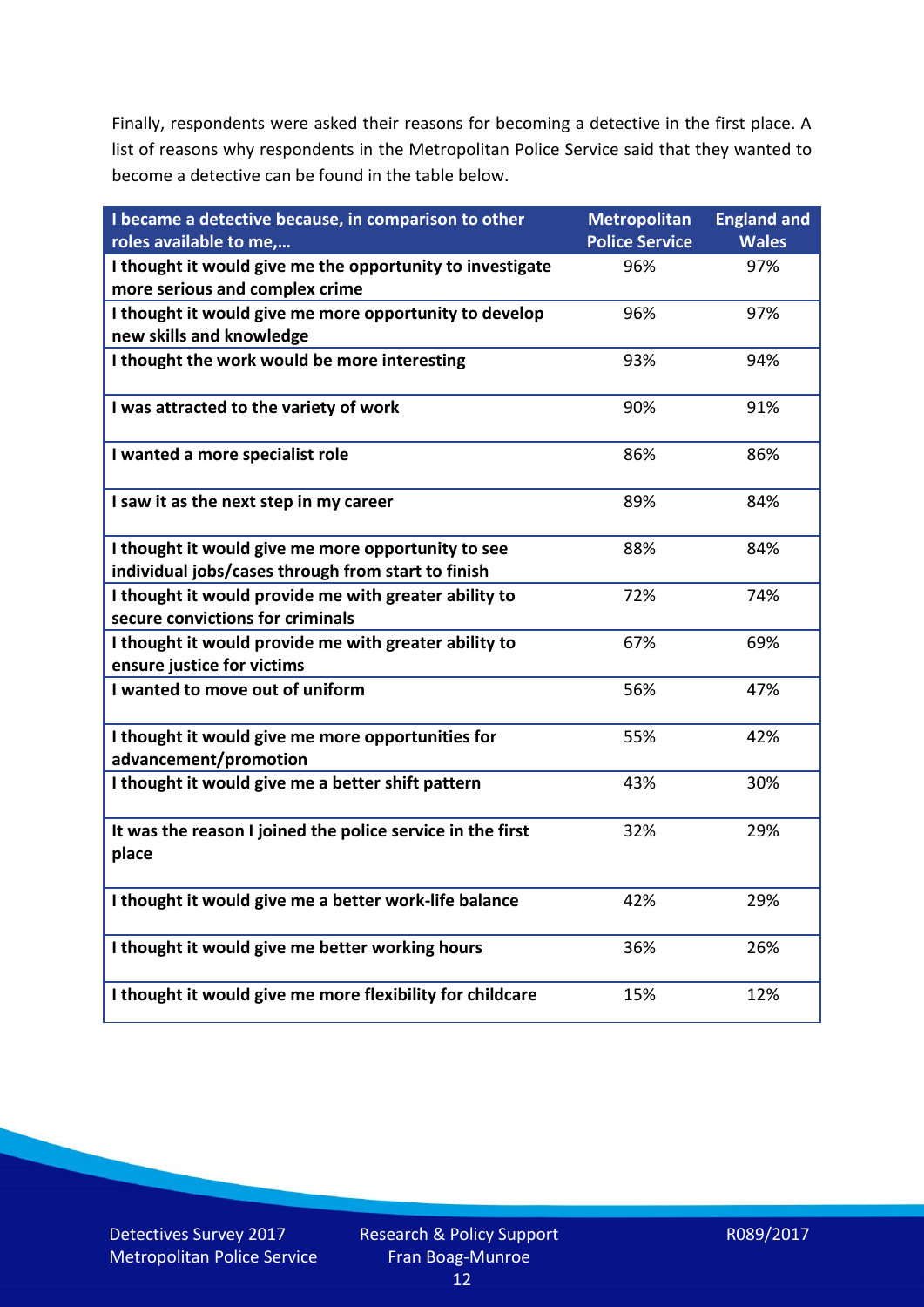Finally, respondents were asked their reasons for becoming a detective in the first place. A list of reasons why respondents in the Metropolitan Police Service said that they wanted to become a detective can be found in the table below.

| I became a detective because, in comparison to other roles available to me,… | Metropolitan Police Service | England and Wales |
|---|---|---|
| **I thought it would give me the opportunity to investigate more serious and complex crime** | 96% | 97% |
| **I thought it would give me more opportunity to develop new skills and knowledge** | 96% | 97% |
| **I thought the work would be more interesting** | 93% | 94% |
| **I was attracted to the variety of work** | 90% | 91% |
| **I wanted a more specialist role** | 86% | 86% |
| **I saw it as the next step in my career** | 89% | 84% |
| **I thought it would give me more opportunity to see individual jobs/cases through from start to finish** | 88% | 84% |
| **I thought it would provide me with greater ability to secure convictions for criminals** | 72% | 74% |
| **I thought it would provide me with greater ability to ensure justice for victims** | 67% | 69% |
| **I wanted to move out of uniform** | 56% | 47% |
| **I thought it would give me more opportunities for advancement/promotion** | 55% | 42% |
| **I thought it would give me a better shift pattern** | 43% | 30% |
| **It was the reason I joined the police service in the first place** | 32% | 29% |
| **I thought it would give me a better work-life balance** | 42% | 29% |
| **I thought it would give me better working hours** | 36% | 26% |
| **I thought it would give me more flexibility for childcare** | 15% | 12% |